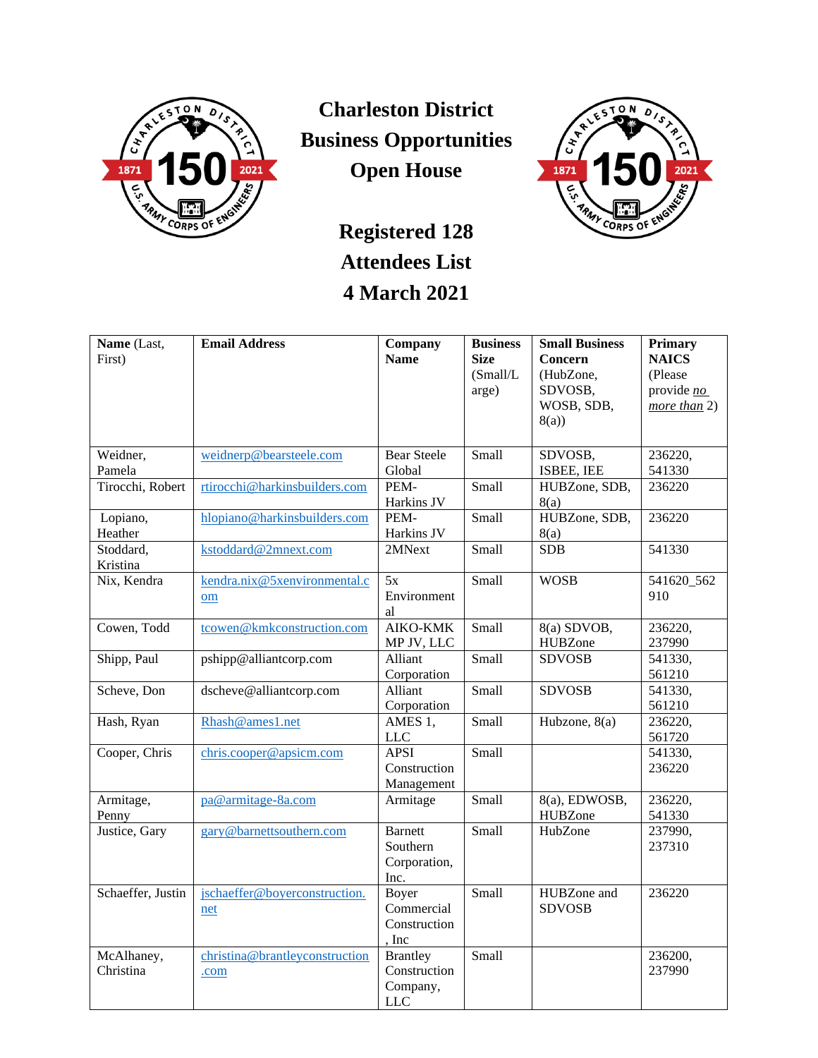# Charleston District Business Opportunities Open House

## Registered 128 Attendees List

## 4 March 2021

| **Name** (Last, First) | **Email Address** | **Company Name** | **Business Size** (Small/Large) | **Small Business Concern** (HubZone, SDVOSB, WOSB, SDB, 8(a)) | **Primary NAICS** (Please provide *no more than* 2) |
|---|---|---|---|---|---|
| Weidner, Pamela | weidnerp@bearsteele.com | Bear Steele Global | Small | SDVOSB, ISBEE, IEE | 236220, 541330 |
| Tirocchi, Robert | rtirocchi@harkinsbuilders.com | PEM-Harkins JV | Small | HUBZone, SDB, 8(a) | 236220 |
| Lopiano, Heather | hlopiano@harkinsbuilders.com | PEM-Harkins JV | Small | HUBZone, SDB, 8(a) | 236220 |
| Stoddard, Kristina | kstoddard@2mnext.com | 2MNext | Small | SDB | 541330 |
| Nix, Kendra | kendra.nix@5xenvironmental.com | 5x Environmental | Small | WOSB | 541620_562910 |
| Cowen, Todd | tcowen@kmkconstruction.com | AIKO-KMK MP JV, LLC | Small | 8(a) SDVOB, HUBZone | 236220, 237990 |
| Shipp, Paul | pshipp@alliantcorp.com | Alliant Corporation | Small | SDVOSB | 541330, 561210 |
| Scheve, Don | dscheve@alliantcorp.com | Alliant Corporation | Small | SDVOSB | 541330, 561210 |
| Hash, Ryan | Rhash@ames1.net | AMES 1, LLC | Small | Hubzone, 8(a) | 236220, 561720 |
| Cooper, Chris | chris.cooper@apsicm.com | APSI Construction Management | Small | | 541330, 236220 |
| Armitage, Penny | pa@armitage-8a.com | Armitage | Small | 8(a), EDWOSB, HUBZone | 236220, 541330 |
| Justice, Gary | gary@barnettsouthern.com | Barnett Southern Corporation, Inc. | Small | HubZone | 237990, 237310 |
| Schaeffer, Justin | jschaeffer@boyerconstruction.net | Boyer Commercial Construction, Inc | Small | HUBZone and SDVOSB | 236220 |
| McAlhaney, Christina | christina@brantleyconstruction.com | Brantley Construction Company, LLC | Small | | 236200, 237990 |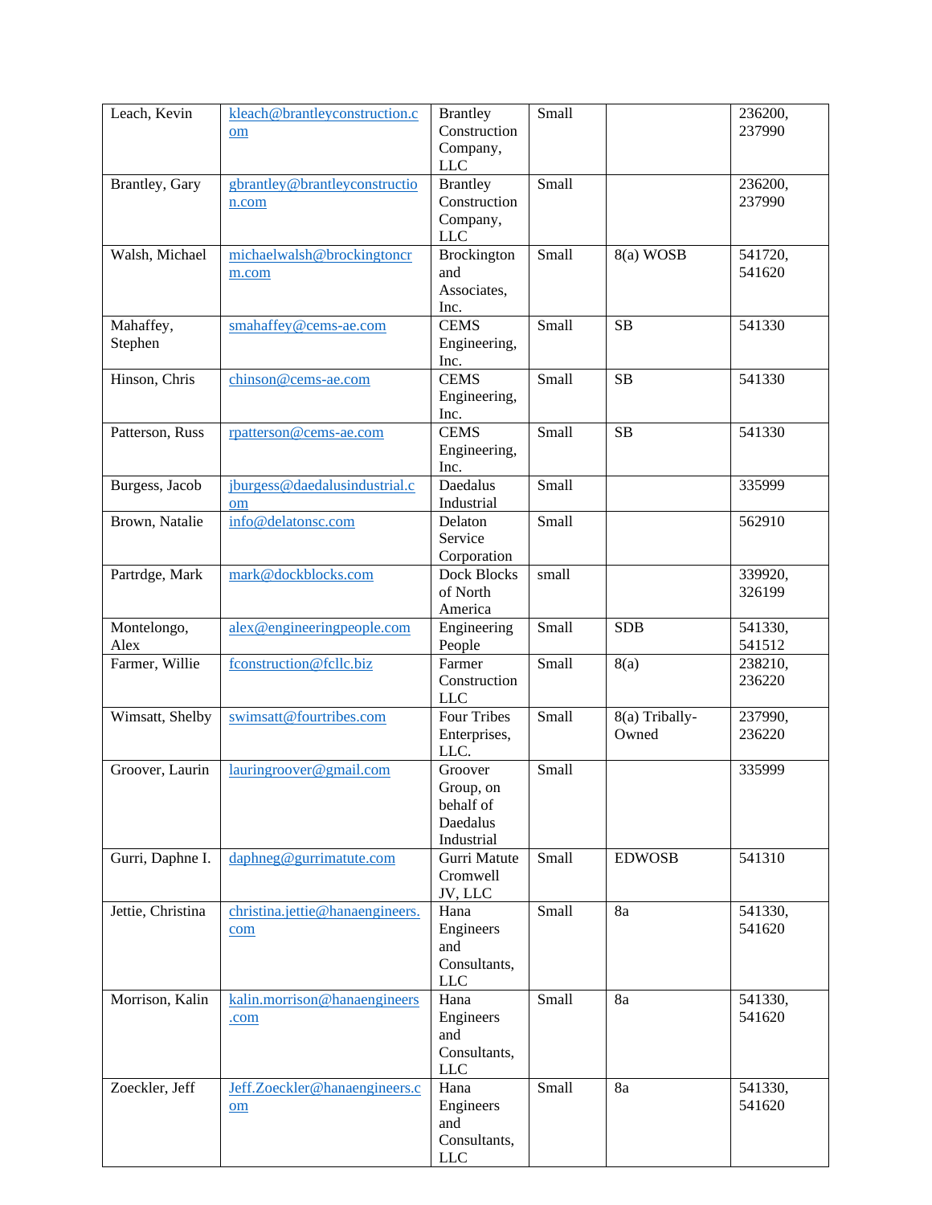| Leach, Kevin | kleach@brantleyconstruction.com | Brantley Construction Company, LLC | Small | | 236200, 237990 |
|---|---|---|---|---|---|
| Brantley, Gary | gbrantley@brantleyconstruction.com | Brantley Construction Company, LLC | Small | | 236200, 237990 |
| Walsh, Michael | michaelwalsh@brockingtoncrm.com | Brockington and Associates, Inc. | Small | 8(a) WOSB | 541720, 541620 |
| Mahaffey, Stephen | smahaffey@cems-ae.com | CEMS Engineering, Inc. | Small | SB | 541330 |
| Hinson, Chris | chinson@cems-ae.com | CEMS Engineering, Inc. | Small | SB | 541330 |
| Patterson, Russ | rpatterson@cems-ae.com | CEMS Engineering, Inc. | Small | SB | 541330 |
| Burgess, Jacob | jburgess@daedalusindustrial.com | Daedalus Industrial | Small | | 335999 |
| Brown, Natalie | info@delatonsc.com | Delaton Service Corporation | Small | | 562910 |
| Partrdge, Mark | mark@dockblocks.com | Dock Blocks of North America | small | | 339920, 326199 |
| Montelongo, Alex | alex@engineeringpeople.com | Engineering People | Small | SDB | 541330, 541512 |
| Farmer, Willie | fconstruction@fcllc.biz | Farmer Construction LLC | Small | 8(a) | 238210, 236220 |
| Wimsatt, Shelby | swimsatt@fourtribes.com | Four Tribes Enterprises, LLC. | Small | 8(a) Tribally-Owned | 237990, 236220 |
| Groover, Laurin | lauringroover@gmail.com | Groover Group, on behalf of Daedalus Industrial | Small | | 335999 |
| Gurri, Daphne I. | daphneg@gurrimatute.com | Gurri Matute Cromwell JV, LLC | Small | EDWOSB | 541310 |
| Jettie, Christina | christina.jettie@hanaengineers.com | Hana Engineers and Consultants, LLC | Small | 8a | 541330, 541620 |
| Morrison, Kalin | kalin.morrison@hanaengineers.com | Hana Engineers and Consultants, LLC | Small | 8a | 541330, 541620 |
| Zoeckler, Jeff | Jeff.Zoeckler@hanaengineers.com | Hana Engineers and Consultants, LLC | Small | 8a | 541330, 541620 |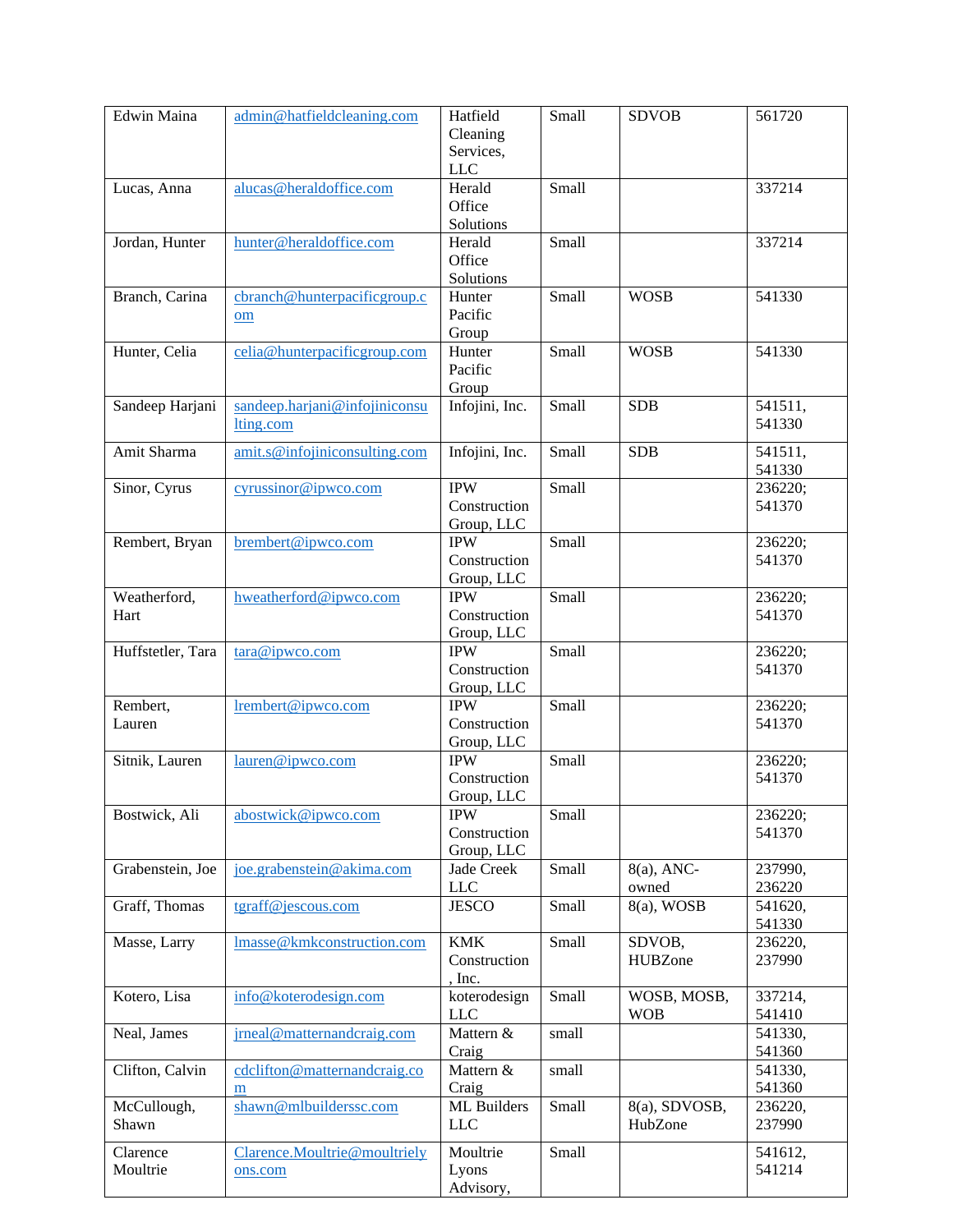| | | | | | |
|---|---|---|---|---|---|
| Edwin Maina | admin@hatfieldcleaning.com | Hatfield Cleaning Services, LLC | Small | SDVOB | 561720 |
| Lucas, Anna | alucas@heraldoffice.com | Herald Office Solutions | Small | | 337214 |
| Jordan, Hunter | hunter@heraldoffice.com | Herald Office Solutions | Small | | 337214 |
| Branch, Carina | cbranch@hunterpacificgroup.com | Hunter Pacific Group | Small | WOSB | 541330 |
| Hunter, Celia | celia@hunterpacificgroup.com | Hunter Pacific Group | Small | WOSB | 541330 |
| Sandeep Harjani | sandeep.harjani@infojiniconsulting.com | Infojini, Inc. | Small | SDB | 541511, 541330 |
| Amit Sharma | amit.s@infojiniconsulting.com | Infojini, Inc. | Small | SDB | 541511, 541330 |
| Sinor, Cyrus | cyrussinor@ipwco.com | IPW Construction Group, LLC | Small | | 236220; 541370 |
| Rembert, Bryan | brembert@ipwco.com | IPW Construction Group, LLC | Small | | 236220; 541370 |
| Weatherford, Hart | hweatherford@ipwco.com | IPW Construction Group, LLC | Small | | 236220; 541370 |
| Huffstetler, Tara | tara@ipwco.com | IPW Construction Group, LLC | Small | | 236220; 541370 |
| Rembert, Lauren | lrembert@ipwco.com | IPW Construction Group, LLC | Small | | 236220; 541370 |
| Sitnik, Lauren | lauren@ipwco.com | IPW Construction Group, LLC | Small | | 236220; 541370 |
| Bostwick, Ali | abostwick@ipwco.com | IPW Construction Group, LLC | Small | | 236220; 541370 |
| Grabenstein, Joe | joe.grabenstein@akima.com | Jade Creek LLC | Small | 8(a), ANC-owned | 237990, 236220 |
| Graff, Thomas | tgraff@jescous.com | JESCO | Small | 8(a), WOSB | 541620, 541330 |
| Masse, Larry | lmasse@kmkconstruction.com | KMK Construction, Inc. | Small | SDVOB, HUBZone | 236220, 237990 |
| Kotero, Lisa | info@koterodesign.com | koterodesign LLC | Small | WOSB, MOSB, WOB | 337214, 541410 |
| Neal, James | jrneal@matternandcraig.com | Mattern & Craig | small | | 541330, 541360 |
| Clifton, Calvin | cdclifton@matternandcraig.com | Mattern & Craig | small | | 541330, 541360 |
| McCullough, Shawn | shawn@mlbuildersc.com | ML Builders LLC | Small | 8(a), SDVOSB, HubZone | 236220, 237990 |
| Clarence Moultrie | Clarence.Moultrie@moultrielyons.com | Moultrie Lyons Advisory, | Small | | 541612, 541214 |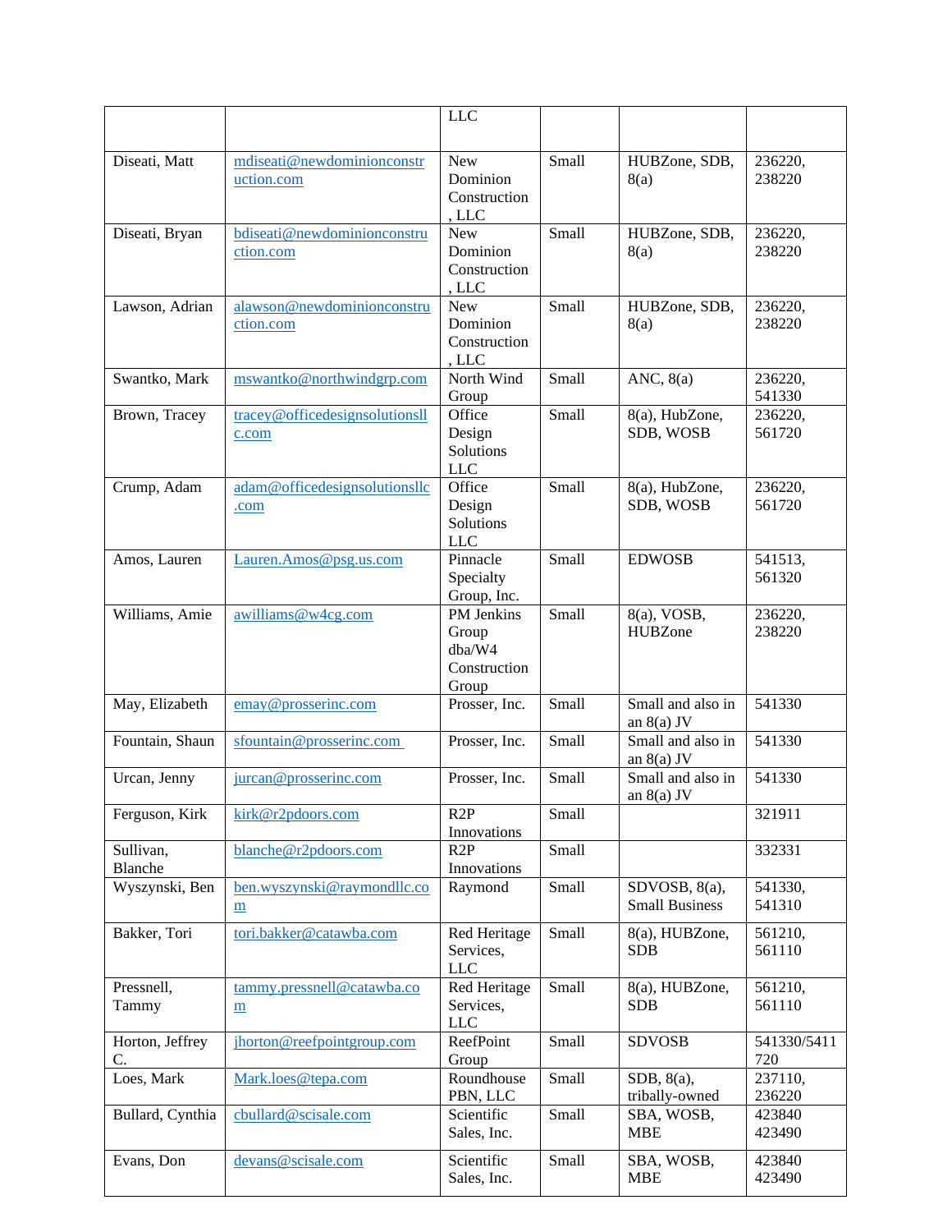| | | LLC | | | |
|---|---|---|---|---|---|
| Diseati, Matt | mdiseati@newdominionconstruction.com | New Dominion Construction, LLC | Small | HUBZone, SDB, 8(a) | 236220, 238220 |
| Diseati, Bryan | bdiseati@newdominionconstruction.com | New Dominion Construction, LLC | Small | HUBZone, SDB, 8(a) | 236220, 238220 |
| Lawson, Adrian | alawson@newdominionconstruction.com | New Dominion Construction, LLC | Small | HUBZone, SDB, 8(a) | 236220, 238220 |
| Swantko, Mark | mswantko@northwindgrp.com | North Wind Group | Small | ANC, 8(a) | 236220, 541330 |
| Brown, Tracey | tracey@officedesignsolutionsllc.com | Office Design Solutions LLC | Small | 8(a), HubZone, SDB, WOSB | 236220, 561720 |
| Crump, Adam | adam@officedesignsolutionsllc.com | Office Design Solutions LLC | Small | 8(a), HubZone, SDB, WOSB | 236220, 561720 |
| Amos, Lauren | Lauren.Amos@psg.us.com | Pinnacle Specialty Group, Inc. | Small | EDWOSB | 541513, 561320 |
| Williams, Amie | awilliams@w4cg.com | PM Jenkins Group dba/W4 Construction Group | Small | 8(a), VOSB, HUBZone | 236220, 238220 |
| May, Elizabeth | emay@prosserinc.com | Prosser, Inc. | Small | Small and also in an 8(a) JV | 541330 |
| Fountain, Shaun | sfountain@prosserinc.com | Prosser, Inc. | Small | Small and also in an 8(a) JV | 541330 |
| Urcan, Jenny | jurcan@prosserinc.com | Prosser, Inc. | Small | Small and also in an 8(a) JV | 541330 |
| Ferguson, Kirk | kirk@r2pdoors.com | R2P Innovations | Small | | 321911 |
| Sullivan, Blanche | blanche@r2pdoors.com | R2P Innovations | Small | | 332331 |
| Wyszynski, Ben | ben.wyszynski@raymondllc.com | Raymond | Small | SDVOSB, 8(a), Small Business | 541330, 541310 |
| Bakker, Tori | tori.bakker@catawba.com | Red Heritage Services, LLC | Small | 8(a), HUBZone, SDB | 561210, 561110 |
| Pressnell, Tammy | tammy.pressnell@catawba.com | Red Heritage Services, LLC | Small | 8(a), HUBZone, SDB | 561210, 561110 |
| Horton, Jeffrey C. | jhorton@reefpointgroup.com | ReefPoint Group | Small | SDVOSB | 541330/5411720 |
| Loes, Mark | Mark.loes@tepa.com | Roundhouse PBN, LLC | Small | SDB, 8(a), tribally-owned | 237110, 236220 |
| Bullard, Cynthia | cbullard@scisale.com | Scientific Sales, Inc. | Small | SBA, WOSB, MBE | 423840 423490 |
| Evans, Don | devans@scisale.com | Scientific Sales, Inc. | Small | SBA, WOSB, MBE | 423840 423490 |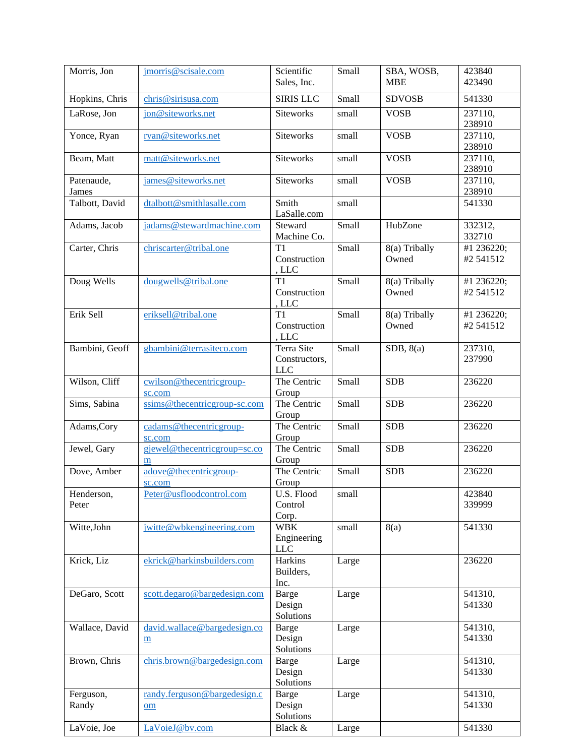| Morris, Jon | jmorris@scisale.com | Scientific Sales, Inc. | Small | SBA, WOSB, MBE | 423840 423490 |
|---|---|---|---|---|---|
| Hopkins, Chris | chris@sirisusa.com | SIRIS LLC | Small | SDVOSB | 541330 |
| LaRose, Jon | jon@siteworks.net | Siteworks | small | VOSB | 237110, 238910 |
| Yonce, Ryan | ryan@siteworks.net | Siteworks | small | VOSB | 237110, 238910 |
| Beam, Matt | matt@siteworks.net | Siteworks | small | VOSB | 237110, 238910 |
| Patenaude, James | james@siteworks.net | Siteworks | small | VOSB | 237110, 238910 |
| Talbott, David | dtalbott@smithlasalle.com | Smith LaSalle.com | small | | 541330 |
| Adams, Jacob | jadams@stewardmachine.com | Steward Machine Co. | Small | HubZone | 332312, 332710 |
| Carter, Chris | chriscarter@tribal.one | T1 Construction , LLC | Small | 8(a) Tribally Owned | #1 236220; #2 541512 |
| Doug Wells | dougwells@tribal.one | T1 Construction , LLC | Small | 8(a) Tribally Owned | #1 236220; #2 541512 |
| Erik Sell | eriksell@tribal.one | T1 Construction , LLC | Small | 8(a) Tribally Owned | #1 236220; #2 541512 |
| Bambini, Geoff | gbambini@terrasiteco.com | Terra Site Constructors, LLC | Small | SDB, 8(a) | 237310, 237990 |
| Wilson, Cliff | cwilson@thecentricgroup-sc.com | The Centric Group | Small | SDB | 236220 |
| Sims, Sabina | ssims@thecentricgroup-sc.com | The Centric Group | Small | SDB | 236220 |
| Adams,Cory | cadams@thecentricgroup-sc.com | The Centric Group | Small | SDB | 236220 |
| Jewel, Gary | gjewel@thecentricgroup=sc.com | The Centric Group | Small | SDB | 236220 |
| Dove, Amber | adove@thecentricgroup-sc.com | The Centric Group | Small | SDB | 236220 |
| Henderson, Peter | Peter@usfloodcontrol.com | U.S. Flood Control Corp. | small | | 423840 339999 |
| Witte,John | jwitte@wbkengineering.com | WBK Engineering LLC | small | 8(a) | 541330 |
| Krick, Liz | ekrick@harkinsbuilders.com | Harkins Builders, Inc. | Large | | 236220 |
| DeGaro, Scott | scott.degaro@bargedesign.com | Barge Design Solutions | Large | | 541310, 541330 |
| Wallace, David | david.wallace@bargedesign.com | Barge Design Solutions | Large | | 541310, 541330 |
| Brown, Chris | chris.brown@bargedesign.com | Barge Design Solutions | Large | | 541310, 541330 |
| Ferguson, Randy | randy.ferguson@bargedesign.com | Barge Design Solutions | Large | | 541310, 541330 |
| LaVoie, Joe | LaVoieJ@bv.com | Black & | Large | | 541330 |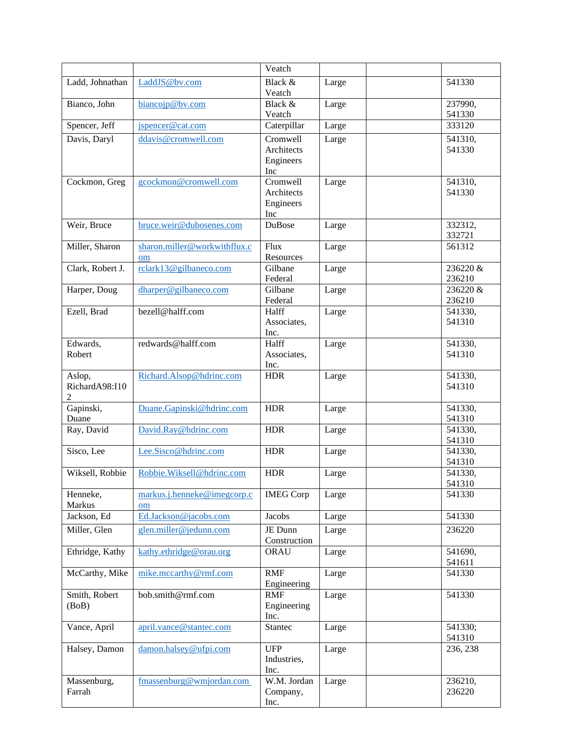| | | Veatch | | | |
|---|---|---|---|---|---|
| Ladd, Johnathan | LaddJS@bv.com | Black & Veatch | Large | | 541330 |
| Bianco, John | biancojp@bv.com | Black & Veatch | Large | | 237990, 541330 |
| Spencer, Jeff | jspencer@cat.com | Caterpillar | Large | | 333120 |
| Davis, Daryl | ddavis@cromwell.com | Cromwell Architects Engineers Inc | Large | | 541310, 541330 |
| Cockmon, Greg | gcockmon@cromwell.com | Cromwell Architects Engineers Inc | Large | | 541310, 541330 |
| Weir, Bruce | bruce.weir@dubosenes.com | DuBose | Large | | 332312, 332721 |
| Miller, Sharon | sharon.miller@workwithflux.com | Flux Resources | Large | | 561312 |
| Clark, Robert J. | rclark13@gilbaneco.com | Gilbane Federal | Large | | 236220 & 236210 |
| Harper, Doug | dharper@gilbaneco.com | Gilbane Federal | Large | | 236220 & 236210 |
| Ezell, Brad | bezell@halff.com | Halff Associates, Inc. | Large | | 541330, 541310 |
| Edwards, Robert | redwards@halff.com | Halff Associates, Inc. | Large | | 541330, 541310 |
| Aslop, RichardA98:I102 | Richard.Alsop@hdrinc.com | HDR | Large | | 541330, 541310 |
| Gapinski, Duane | Duane.Gapinski@hdrinc.com | HDR | Large | | 541330, 541310 |
| Ray, David | David.Ray@hdrinc.com | HDR | Large | | 541330, 541310 |
| Sisco, Lee | Lee.Sisco@hdrinc.com | HDR | Large | | 541330, 541310 |
| Wiksell, Robbie | Robbie.Wiksell@hdrinc.com | HDR | Large | | 541330, 541310 |
| Henneke, Markus | markus.j.henneke@imegcorp.com | IMEG Corp | Large | | 541330 |
| Jackson, Ed | Ed.Jackson@jacobs.com | Jacobs | Large | | 541330 |
| Miller, Glen | glen.miller@jedunn.com | JE Dunn Construction | Large | | 236220 |
| Ethridge, Kathy | kathy.ethridge@orau.org | ORAU | Large | | 541690, 541611 |
| McCarthy, Mike | mike.mccarthy@rmf.com | RMF Engineering | Large | | 541330 |
| Smith, Robert (BoB) | bob.smith@rmf.com | RMF Engineering Inc. | Large | | 541330 |
| Vance, April | april.vance@stantec.com | Stantec | Large | | 541330; 541310 |
| Halsey, Damon | damon.halsey@ufpi.com | UFP Industries, Inc. | Large | | 236, 238 |
| Massenburg, Farrah | fmassenburg@wmjordan.com | W.M. Jordan Company, Inc. | Large | | 236210, 236220 |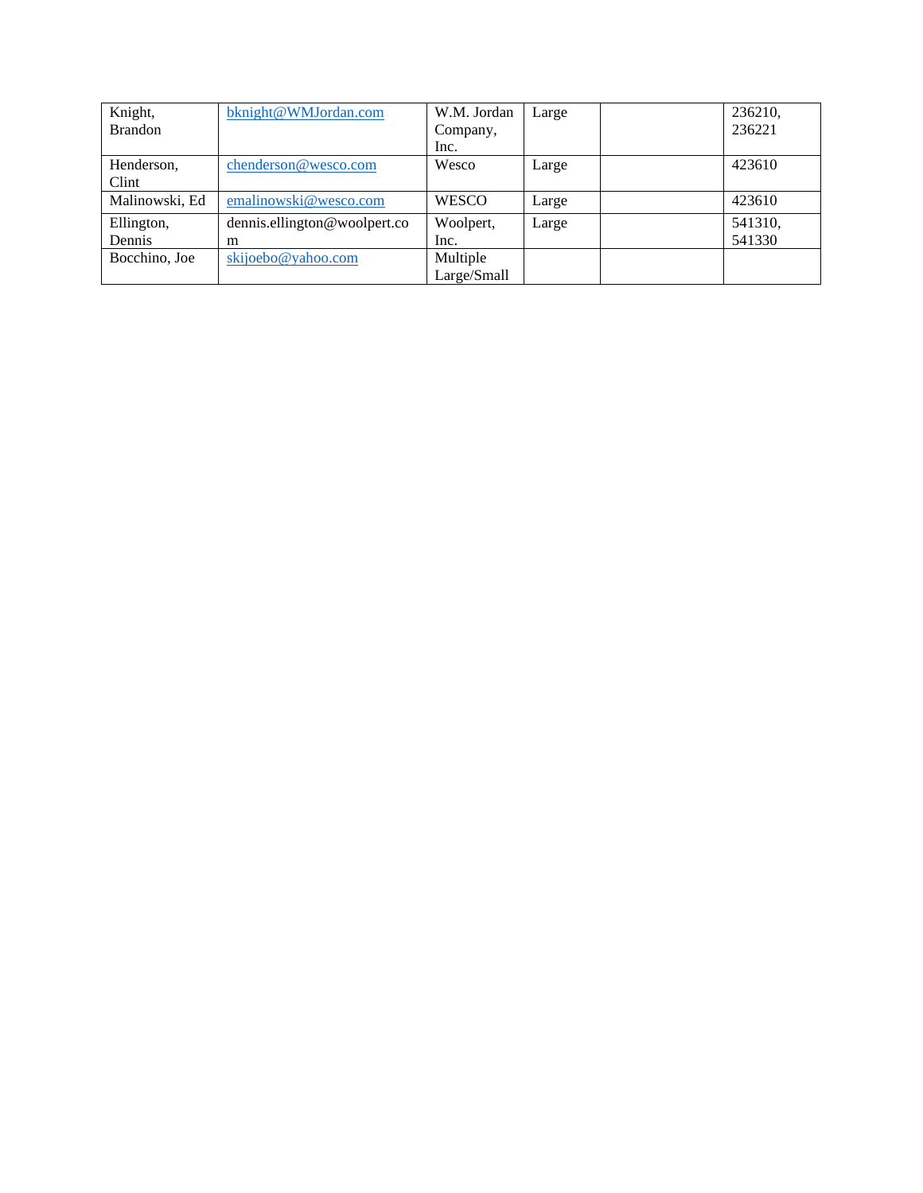| | | | | | |
|---|---|---|---|---|---|
| Knight, Brandon | bknight@WMJordan.com | W.M. Jordan Company, Inc. | Large | | 236210, 236221 |
| Henderson, Clint | chenderson@wesco.com | Wesco | Large | | 423610 |
| Malinowski, Ed | emalinowski@wesco.com | WESCO | Large | | 423610 |
| Ellington, Dennis | dennis.ellington@woolpert.com | Woolpert, Inc. | Large | | 541310, 541330 |
| Bocchino, Joe | skijoebo@yahoo.com | Multiple Large/Small | | | |